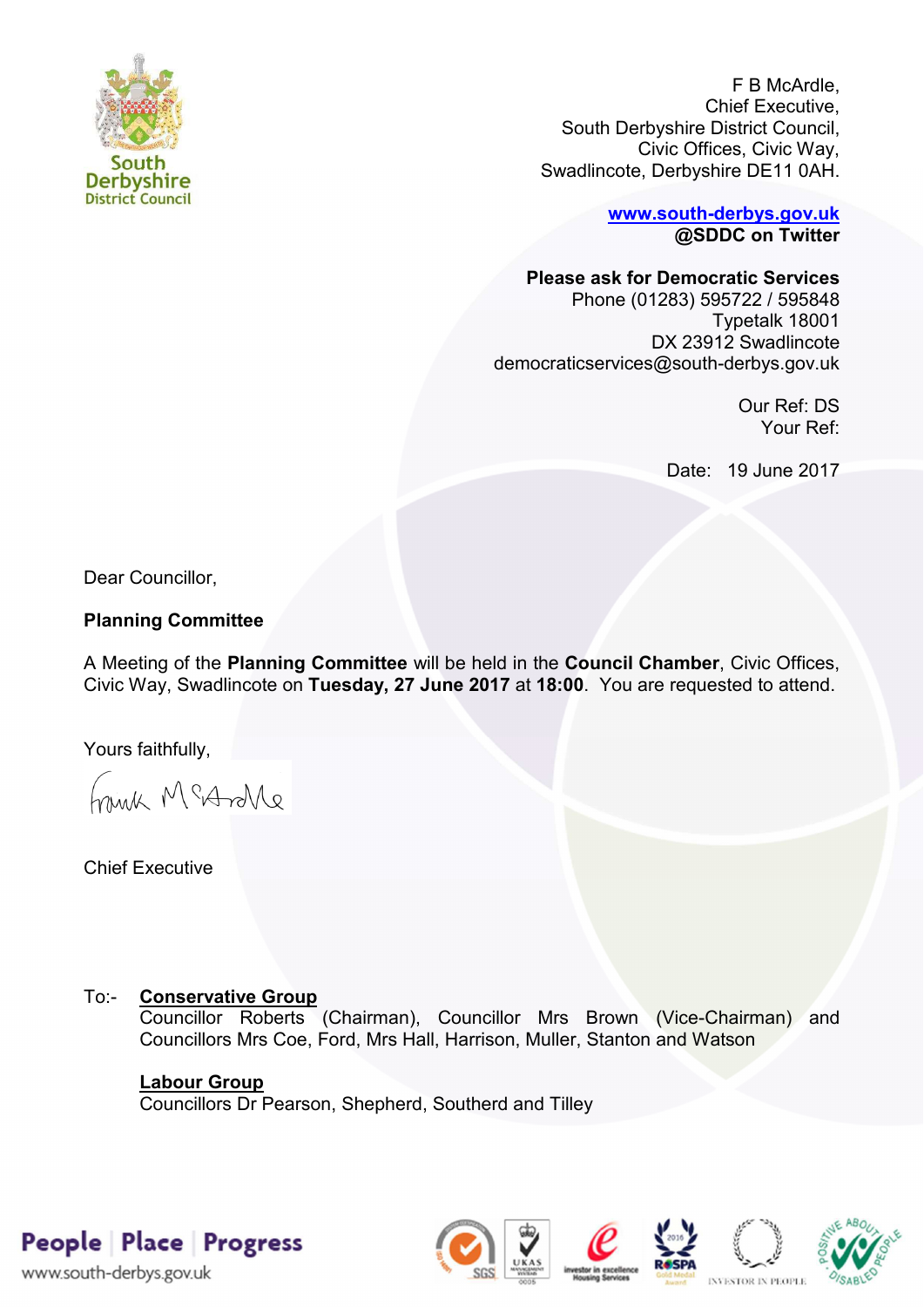South Derbyshire District Council

F B McArdle,
Chief Executive,
South Derbyshire District Council,
Civic Offices, Civic Way,
Swadlincote, Derbyshire DE11 0AH.

**www.south-derbys.gov.uk**
**@SDDC on Twitter**

**Please ask for Democratic Services**
Phone (01283) 595722 / 595848
Typetalk 18001
DX 23912 Swadlincote
democraticservices@south-derbys.gov.uk

Our Ref: DS
Your Ref:

Date: 19 June 2017

Dear Councillor,

**Planning Committee**

A Meeting of the **Planning Committee** will be held in the **Council Chamber**, Civic Offices, Civic Way, Swadlincote on **Tuesday, 27 June 2017** at **18:00**. You are requested to attend.

Yours faithfully,

Frank McArdle

Chief Executive

To:- **Conservative Group**
Councillor Roberts (Chairman), Councillor Mrs Brown (Vice-Chairman) and Councillors Mrs Coe, Ford, Mrs Hall, Harrison, Muller, Stanton and Watson

**Labour Group**
Councillors Dr Pearson, Shepherd, Southerd and Tilley

People | Place | Progress
www.south-derbys.gov.uk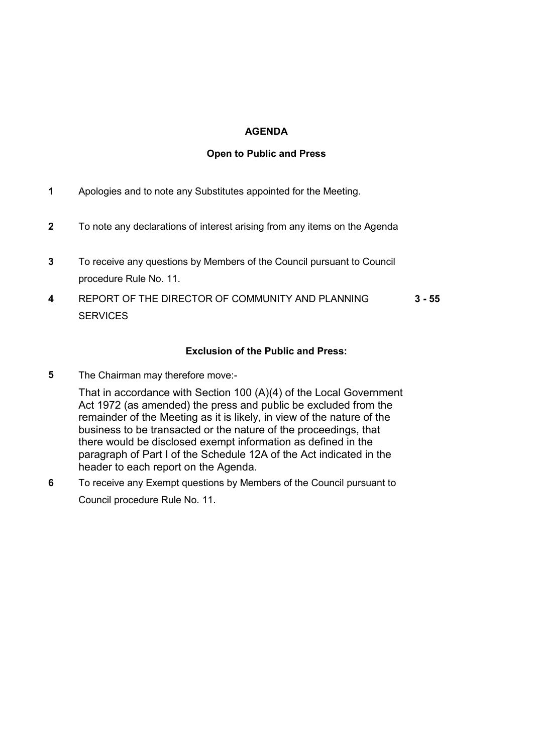# AGENDA

## Open to Public and Press

**1** Apologies and to note any Substitutes appointed for the Meeting.

**2** To note any declarations of interest arising from any items on the Agenda

**3** To receive any questions by Members of the Council pursuant to Council procedure Rule No. 11.

**4** REPORT OF THE DIRECTOR OF COMMUNITY AND PLANNING SERVICES **3 - 55**

## Exclusion of the Public and Press:

**5** The Chairman may therefore move:-

That in accordance with Section 100 (A)(4) of the Local Government Act 1972 (as amended) the press and public be excluded from the remainder of the Meeting as it is likely, in view of the nature of the business to be transacted or the nature of the proceedings, that there would be disclosed exempt information as defined in the paragraph of Part I of the Schedule 12A of the Act indicated in the header to each report on the Agenda.

**6** To receive any Exempt questions by Members of the Council pursuant to Council procedure Rule No. 11.